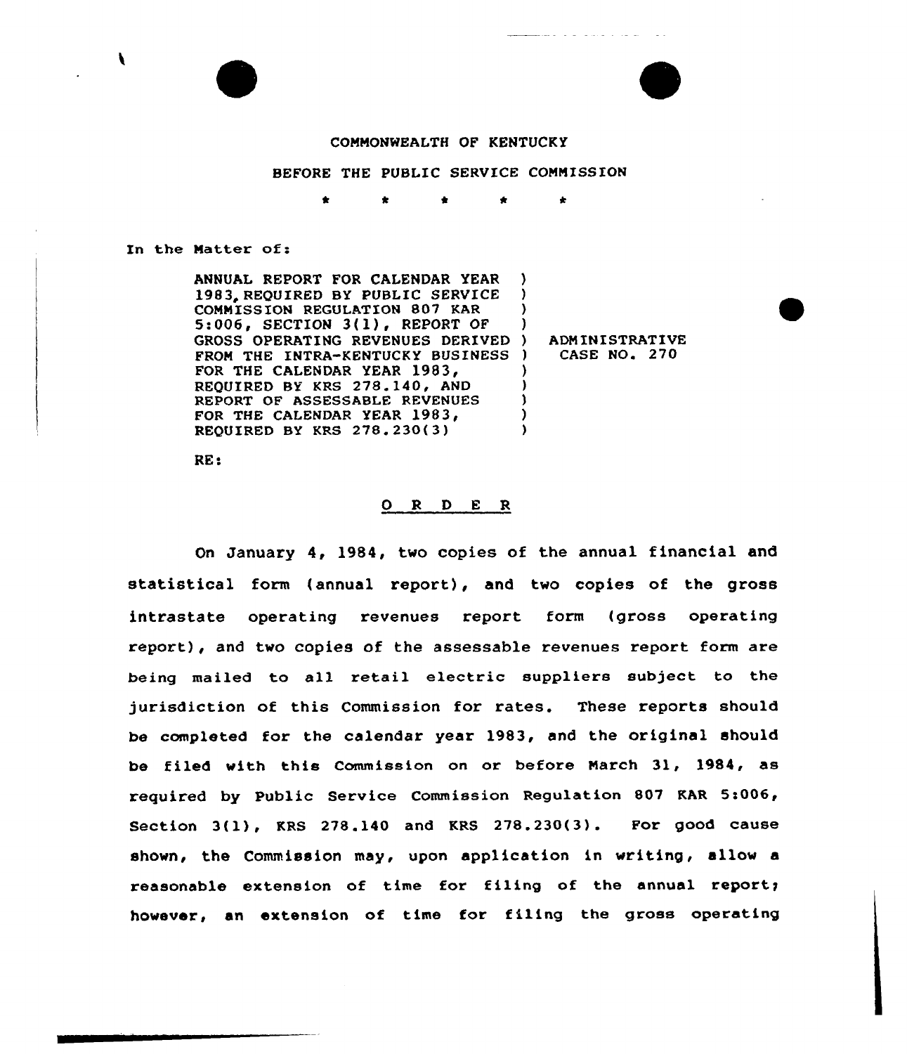COMMONWEALTH OF KENTUCKY

BEFORE THE PUBLIC SERVICE COMMISSION

\* \* \* \* \*

In the Matter of:

ANNUAL REPORT FOR CALENDAR YEAR 1983, REQUIRED BY PUBLIC SERVICE COMMISSION REGULATION 807 KAR 5:006, SECTION 3(1), REPORT OF GROSS OPERATING REVENUES DERIVED FROM THE INTRA-KENTUCKY BUSINESS FOR THE CALENDAR YEAR 1983, REQUIRED BY KRS 278.140, AND REPORT OF ASSESSABLE REVENUES FOR THE CALENDAR YEAR 1983, REQUIRED BY KRS 278.230(3)

) ADMINISTRATIVE CASE NO. 270

RE:

## O R D E R

On January 4, 1984, two copies of the annual financial and statistical form (annual report), and two copies of the gross intrastate operating revenues report form (gross operating report), and two copies of the assessable revenues report form are being mailed to all retail electric suppliers subject to the jurisdiction of this Commission for rates. These reports should be completed for the calendar year 1983, and the original should be filed with this Commission on or before March 31, 1984, as required by Public Service Commission Regulation 807 KAR 5:006, Section 3(1), KRS 278.140 and KRS 278.230(3). For good cause shown, the Commission may, upon application in writing, allow a reasonable extension of time for filing of the annual report; however, an extension of time for filing the gross operating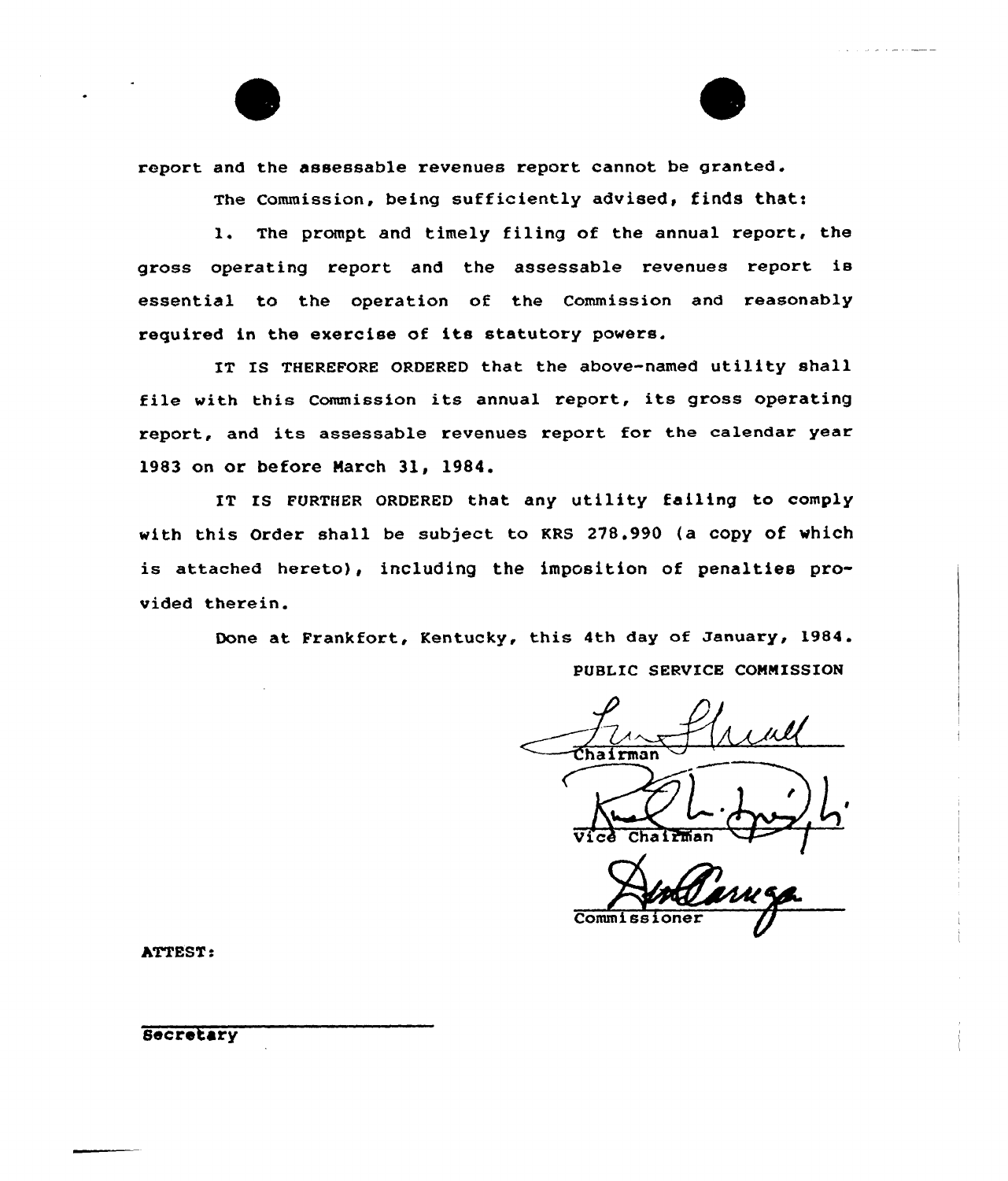report and the assessable revenues report cannot be granted.

The Commission, being sufficiently advised, finds that:

1. The prompt and timely filing of the annual report, the gross operating report and the assessable revenues report is essential to the operation of the Commission and reasonably required in the exercise of its statutory powers.

IT IS THEREFORE ORDERED that the above-named utility shall file with this Commission its annual report, its gross operating report, and its assessable revenues report for the calendar year 1983 on or before March 31, 1984.

IT IS FURTHER ORDERED that any utility failing to comply with this Order shall be subject to KRS 278.990 (a copy of which is attached hereto), including the imposition of penalties provided therein.

Done at Frankfort, Kentucky, this 4th day of January, 1984.

PUBLIC SERVICE COMMISSION

Chairman

Vice Chairman

Commissioner

ATTEST:

Secretary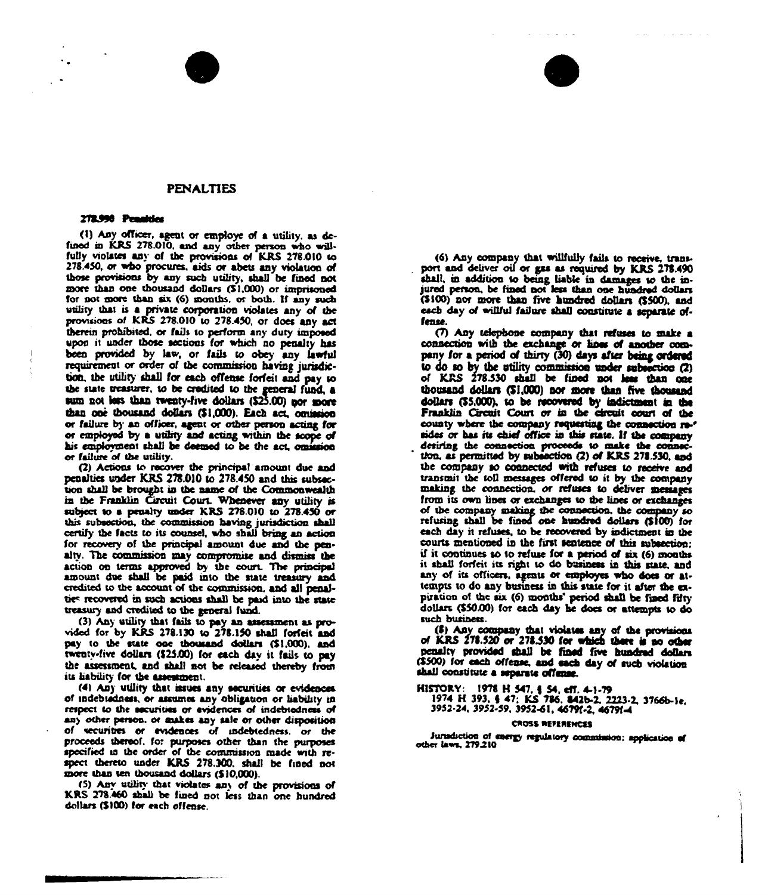## PENALTIES

**278.990 Penalties**

(1) Any officer, agent or employe of a utility, as defined in KRS 278.010, and any other person who willfully violates any of the provisions of KRS 278.010 to 278.450, or who procures, aids or abets any violation of those provisions by any such utility, shall be fined not more than one thousand dollars ($1,000) or imprisoned for not more than six (6) months, or both. If any such utility that is a private corporation violates any of the provisions of KRS 278.010 to 278.450, or does any act therein prohibited, or fails to perform any duty imposed upon it under those sections for which no penalty has been provided by law, or fails to obey any lawful requirement or order of the commission having jurisdiction, the utility shall for each offense forfeit and pay to the state treasurer, to be credited to the general fund, a sum not less than twenty-five dollars ($25.00) nor more than one thousand dollars ($1,000). Each act, omission or failure by an officer, agent or other person acting for or employed by a utility and acting within the scope of his employment shall be deemed to be the act, omission or failure of the utility.

(2) Actions to recover the principal amount due and penalties under KRS 278.010 to 278.450 and this subsection shall be brought in the name of the Commonwealth in the Franklin Circuit Court. Whenever any utility is subject to a penalty under KRS 278.010 to 278.450 or this subsection, the commission having jurisdiction shall certify the facts to its counsel, who shall bring an action for recovery of the principal amount due and the penalty. The commission may compromise and dismiss the action on terms approved by the court. The principal amount due shall be paid into the state treasury and credited to the account of the commission, and all penalties recovered in such actions shall be paid into the state treasury and credited to the general fund.

(3) Any utility that fails to pay an assessment as provided for by KRS 278.130 to 278.150 shall forfeit and pay to the state one thousand dollars ($1,000), and twenty-five dollars ($25.00) for each day it fails to pay the assessment, and shall not be released thereby from its liability for the assessment.

(4) Any utility that issues any securities or evidences of indebtedness, or assumes any obligation or liability in respect to the securities or evidences of indebtedness of any other person, or makes any sale or other disposition of securities or evidences of indebtedness, or the proceeds thereof, for purposes other than the purposes specified in the order of the commission made with respect thereto under KRS 278.300, shall be fined not more than ten thousand dollars ($10,000).

(5) Any utility that violates any of the provisions of KRS 278.460 shall be fined not less than one hundred dollars ($100) for each offense.

(6) Any company that willfully fails to receive, transport and deliver oil or gas as required by KRS 278.490 shall, in addition to being liable in damages to the injured person, be fined not less than one hundred dollars ($100) nor more than five hundred dollars ($500), and each day of willful failure shall constitute a separate offense.

(7) Any telephone company that refuses to make a connection with the exchange or lines of another company for a period of thirty (30) days after being ordered to do so by the utility commission under subsection (2) of KRS 278.530 shall be fined not less than one thousand dollars ($1,000) nor more than five thousand dollars ($5,000), to be recovered by indictment in the Franklin Circuit Court or in the circuit court of the county where the company requesting the connection resides or has its chief office in this state. If the company desiring the connection proceeds to make the connection, as permitted by subsection (2) of KRS 278.530, and the company so connected with refuses to receive and transmit the toll messages offered to it by the company making the connection, or refuses to deliver messages from its own lines or exchanges to the lines or exchanges of the company making the connection, the company so refusing shall be fined one hundred dollars ($100) for each day it refuses, to be recovered by indictment in the courts mentioned in the first sentence of this subsection; if it continues so to refuse for a period of six (6) months it shall forfeit its right to do business in this state, and any of its officers, agents or employes who does or attempts to do any business in this state for it after the expiration of the six (6) months' period shall be fined fifty dollars ($50.00) for each day he does or attempts to do such business.

(8) Any company that violates any of the provisions of KRS 278.520 or 278.530 for which there is no other penalty provided shall be fined five hundred dollars ($500) for each offense, and each day of such violation shall constitute a separate offense.

HISTORY: 1978 H 547, § 54, eff. 4-1-79
1974 H 393, § 47; KS 786, 842b-2, 2223-2, 3766b-1e, 3952-24, 3952-59, 3952-61, 4679f-2, 4679f-4

**CROSS REFERENCES**

Jurisdiction of energy regulatory commission; application of other laws, 279.210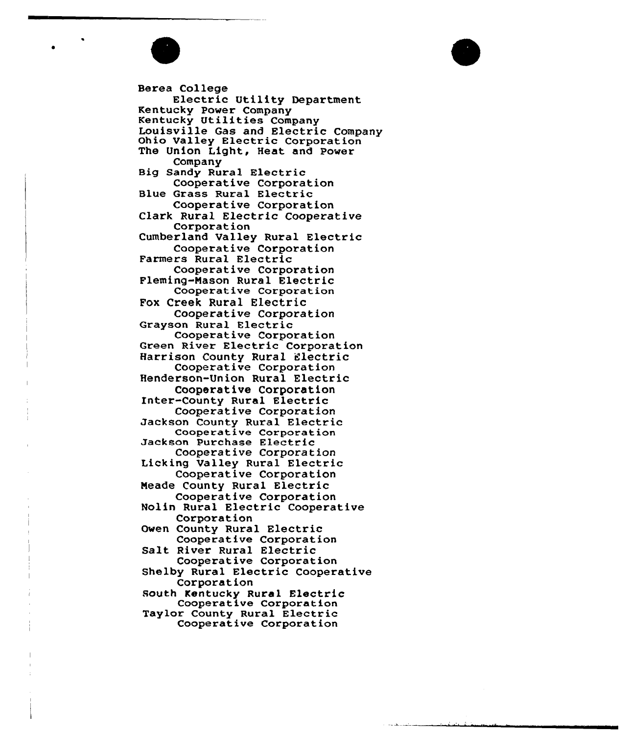Berea College
Electric Utility Department
Kentucky Power Company
Kentucky Utilities Company
Louisville Gas and Electric Company
Ohio Valley Electric Corporation
The Union Light, Heat and Power Company
Big Sandy Rural Electric Cooperative Corporation
Blue Grass Rural Electric Cooperative Corporation
Clark Rural Electric Cooperative Corporation
Cumberland Valley Rural Electric Cooperative Corporation
Farmers Rural Electric Cooperative Corporation
Fleming-Mason Rural Electric Cooperative Corporation
Fox Creek Rural Electric Cooperative Corporation
Grayson Rural Electric Cooperative Corporation
Green River Electric Corporation
Harrison County Rural Electric Cooperative Corporation
Henderson-Union Rural Electric Cooperative Corporation
Inter-County Rural Electric Cooperative Corporation
Jackson County Rural Electric Cooperative Corporation
Jackson Purchase Electric Cooperative Corporation
Licking Valley Rural Electric Cooperative Corporation
Meade County Rural Electric Cooperative Corporation
Nolin Rural Electric Cooperative Corporation
Owen County Rural Electric Cooperative Corporation
Salt River Rural Electric Cooperative Corporation
Shelby Rural Electric Cooperative Corporation
South Kentucky Rural Electric Cooperative Corporation
Taylor County Rural Electric Cooperative Corporation